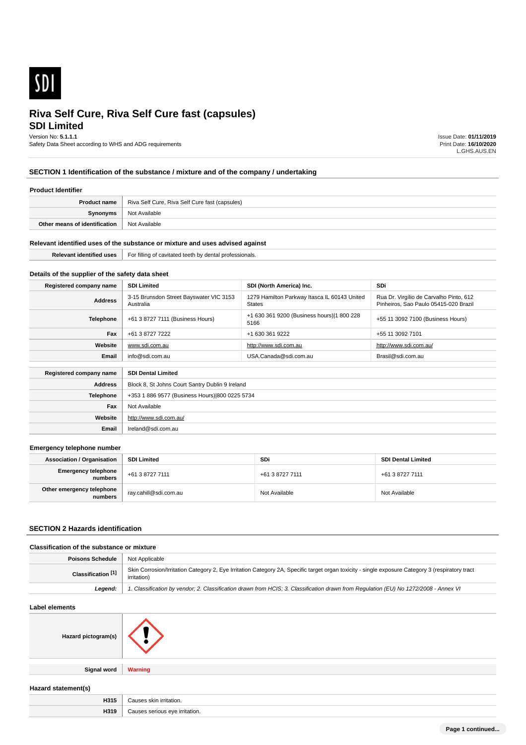# Riva Self Cure, Riva Self Cure fast (capsules)
## SDI Limited

Version No: **5.1.1.1**
Safety Data Sheet according to WHS and ADG requirements

Issue Date: **01/11/2019**
Print Date: **16/10/2020**
L.GHS.AUS.EN

## SECTION 1 Identification of the substance / mixture and of the company / undertaking

### Product Identifier

| | |
|---|---|
| **Product name** | Riva Self Cure, Riva Self Cure fast (capsules) |
| **Synonyms** | Not Available |
| **Other means of identification** | Not Available |

### Relevant identified uses of the substance or mixture and uses advised against

| | |
|---|---|
| **Relevant identified uses** | For filling of cavitated teeth by dental professionals. |

### Details of the supplier of the safety data sheet

| **Registered company name** | **SDI Limited** | **SDI (North America) Inc.** | **SDi** |
|---|---|---|---|
| **Address** | 3-15 Brunsdon Street Bayswater VIC 3153 Australia | 1279 Hamilton Parkway Itasca IL 60143 United States | Rua Dr. Virgílio de Carvalho Pinto, 612 Pinheiros, Sao Paulo 05415-020 Brazil |
| **Telephone** | +61 3 8727 7111 (Business Hours) | +1 630 361 9200 (Business hours)\|1 800 228 5166 | +55 11 3092 7100 (Business Hours) |
| **Fax** | +61 3 8727 7222 | +1 630 361 9222 | +55 11 3092 7101 |
| **Website** | www.sdi.com.au | http://www.sdi.com.au | http://www.sdi.com.au/ |
| **Email** | info@sdi.com.au | USA.Canada@sdi.com.au | Brasil@sdi.com.au |

| **Registered company name** | **SDI Dental Limited** |
|---|---|
| **Address** | Block 8, St Johns Court Santry Dublin 9 Ireland |
| **Telephone** | +353 1 886 9577 (Business Hours)\|800 0225 5734 |
| **Fax** | Not Available |
| **Website** | http://www.sdi.com.au/ |
| **Email** | Ireland@sdi.com.au |

### Emergency telephone number

| **Association / Organisation** | **SDI Limited** | **SDi** | **SDI Dental Limited** |
|---|---|---|---|
| **Emergency telephone numbers** | +61 3 8727 7111 | +61 3 8727 7111 | +61 3 8727 7111 |
| **Other emergency telephone numbers** | ray.cahill@sdi.com.au | Not Available | Not Available |

## SECTION 2 Hazards identification

### Classification of the substance or mixture

| | |
|---|---|
| **Poisons Schedule** | Not Applicable |
| **Classification [1]** | Skin Corrosion/Irritation Category 2, Eye Irritation Category 2A, Specific target organ toxicity - single exposure Category 3 (respiratory tract irritation) |
| ***Legend:*** | *1. Classification by vendor; 2. Classification drawn from HCIS; 3. Classification drawn from Regulation (EU) No 1272/2008 - Annex VI* |

### Label elements

| | |
|---|---|
| **Hazard pictogram(s)** | |
| **Signal word** | **Warning** |

### Hazard statement(s)

| | |
|---|---|
| **H315** | Causes skin irritation. |
| **H319** | Causes serious eye irritation. |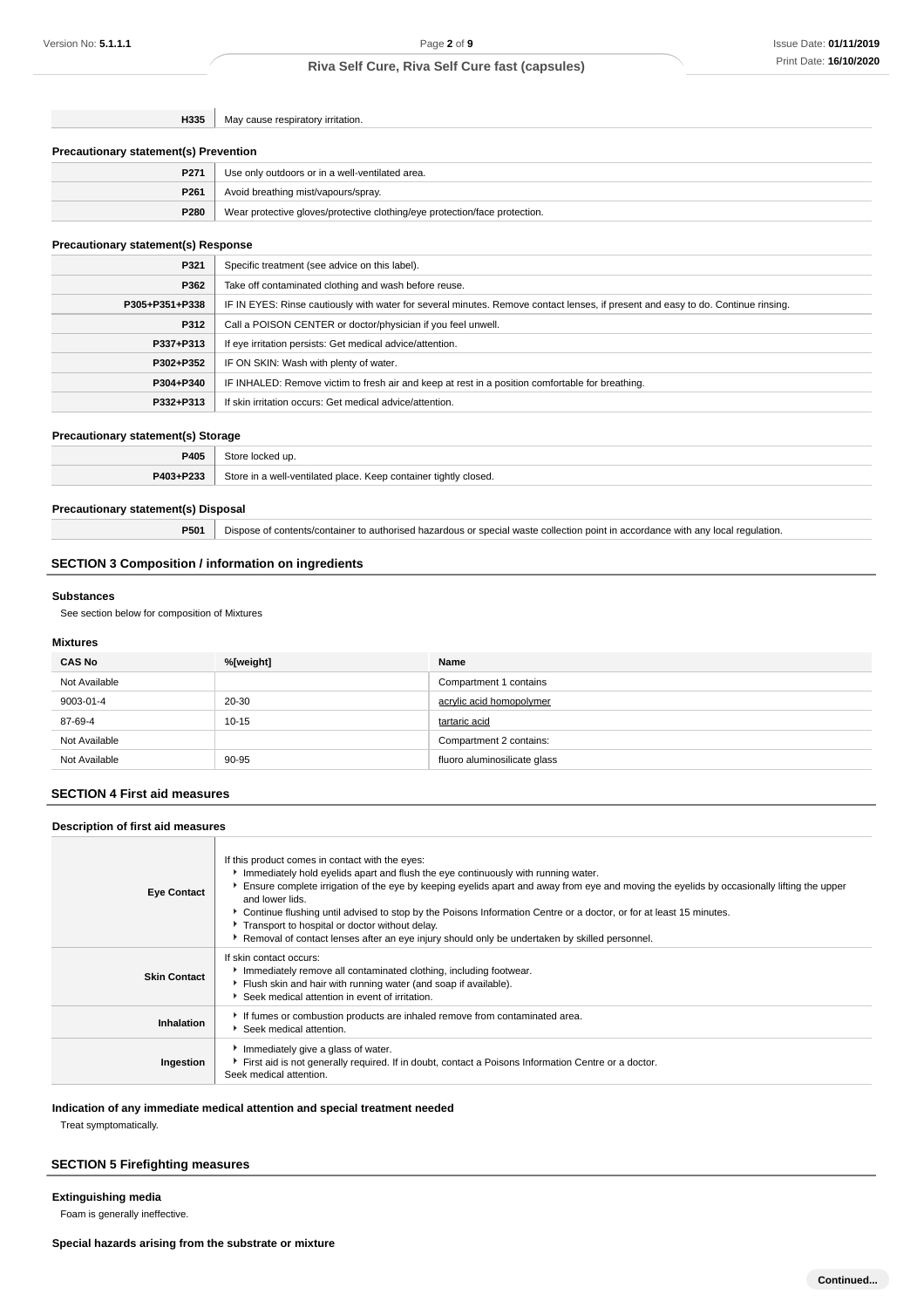| | |
|---|---|
| **H335** | May cause respiratory irritation. |

### Precautionary statement(s) Prevention

| | |
|---|---|
| **P271** | Use only outdoors or in a well-ventilated area. |
| **P261** | Avoid breathing mist/vapours/spray. |
| **P280** | Wear protective gloves/protective clothing/eye protection/face protection. |

### Precautionary statement(s) Response

| | |
|---|---|
| **P321** | Specific treatment (see advice on this label). |
| **P362** | Take off contaminated clothing and wash before reuse. |
| **P305+P351+P338** | IF IN EYES: Rinse cautiously with water for several minutes. Remove contact lenses, if present and easy to do. Continue rinsing. |
| **P312** | Call a POISON CENTER or doctor/physician if you feel unwell. |
| **P337+P313** | If eye irritation persists: Get medical advice/attention. |
| **P302+P352** | IF ON SKIN: Wash with plenty of water. |
| **P304+P340** | IF INHALED: Remove victim to fresh air and keep at rest in a position comfortable for breathing. |
| **P332+P313** | If skin irritation occurs: Get medical advice/attention. |

### Precautionary statement(s) Storage

| | |
|---|---|
| **P405** | Store locked up. |
| **P403+P233** | Store in a well-ventilated place. Keep container tightly closed. |

### Precautionary statement(s) Disposal

| | |
|---|---|
| **P501** | Dispose of contents/container to authorised hazardous or special waste collection point in accordance with any local regulation. |

## SECTION 3 Composition / information on ingredients

### Substances

See section below for composition of Mixtures

### Mixtures

| CAS No | %[weight] | Name |
|---|---|---|
| Not Available | | Compartment 1 contains |
| 9003-01-4 | 20-30 | acrylic acid homopolymer |
| 87-69-4 | 10-15 | tartaric acid |
| Not Available | | Compartment 2 contains: |
| Not Available | 90-95 | fluoro aluminosilicate glass |

## SECTION 4 First aid measures

### Description of first aid measures

| | |
|---|---|
| **Eye Contact** | If this product comes in contact with the eyes:<br>▸ Immediately hold eyelids apart and flush the eye continuously with running water.<br>▸ Ensure complete irrigation of the eye by keeping eyelids apart and away from eye and moving the eyelids by occasionally lifting the upper and lower lids.<br>▸ Continue flushing until advised to stop by the Poisons Information Centre or a doctor, or for at least 15 minutes.<br>▸ Transport to hospital or doctor without delay.<br>▸ Removal of contact lenses after an eye injury should only be undertaken by skilled personnel. |
| **Skin Contact** | If skin contact occurs:<br>▸ Immediately remove all contaminated clothing, including footwear.<br>▸ Flush skin and hair with running water (and soap if available).<br>▸ Seek medical attention in event of irritation. |
| **Inhalation** | ▸ If fumes or combustion products are inhaled remove from contaminated area.<br>▸ Seek medical attention. |
| **Ingestion** | ▸ Immediately give a glass of water.<br>▸ First aid is not generally required. If in doubt, contact a Poisons Information Centre or a doctor.<br>Seek medical attention. |

### Indication of any immediate medical attention and special treatment needed

Treat symptomatically.

## SECTION 5 Firefighting measures

### Extinguishing media

Foam is generally ineffective.

### Special hazards arising from the substrate or mixture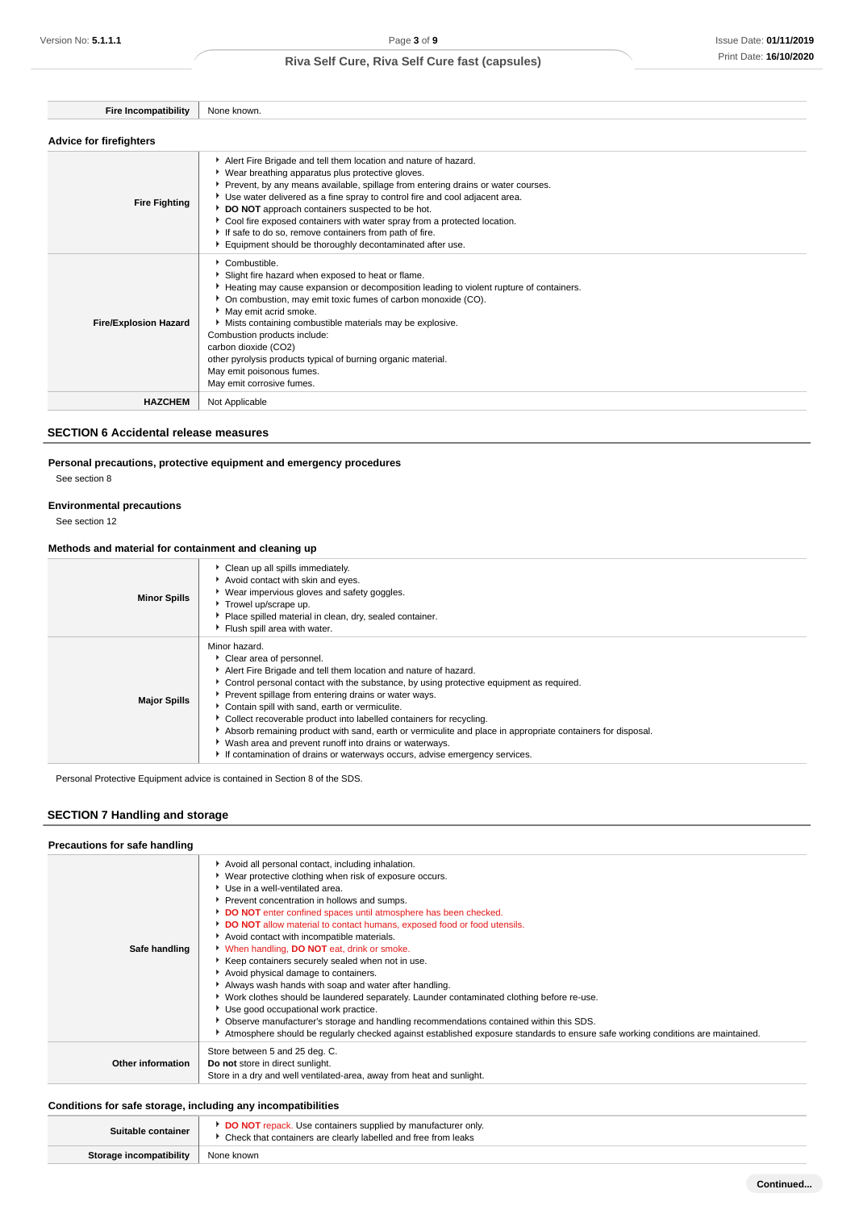| | |
|---|---|
| **Fire Incompatibility** | None known. |

### Advice for firefighters

| | |
|---|---|
| **Fire Fighting** | - Alert Fire Brigade and tell them location and nature of hazard.<br>- Wear breathing apparatus plus protective gloves.<br>- Prevent, by any means available, spillage from entering drains or water courses.<br>- Use water delivered as a fine spray to control fire and cool adjacent area.<br>- **DO NOT** approach containers suspected to be hot.<br>- Cool fire exposed containers with water spray from a protected location.<br>- If safe to do so, remove containers from path of fire.<br>- Equipment should be thoroughly decontaminated after use. |
| **Fire/Explosion Hazard** | - Combustible.<br>- Slight fire hazard when exposed to heat or flame.<br>- Heating may cause expansion or decomposition leading to violent rupture of containers.<br>- On combustion, may emit toxic fumes of carbon monoxide (CO).<br>- May emit acrid smoke.<br>- Mists containing combustible materials may be explosive.<br>Combustion products include:<br>carbon dioxide ($CO_2$)<br>other pyrolysis products typical of burning organic material.<br>May emit poisonous fumes.<br>May emit corrosive fumes. |
| **HAZCHEM** | Not Applicable |

## SECTION 6 Accidental release measures

### Personal precautions, protective equipment and emergency procedures

See section 8

### Environmental precautions

See section 12

### Methods and material for containment and cleaning up

| | |
|---|---|
| **Minor Spills** | - Clean up all spills immediately.<br>- Avoid contact with skin and eyes.<br>- Wear impervious gloves and safety goggles.<br>- Trowel up/scrape up.<br>- Place spilled material in clean, dry, sealed container.<br>- Flush spill area with water. |
| **Major Spills** | Minor hazard.<br>- Clear area of personnel.<br>- Alert Fire Brigade and tell them location and nature of hazard.<br>- Control personal contact with the substance, by using protective equipment as required.<br>- Prevent spillage from entering drains or water ways.<br>- Contain spill with sand, earth or vermiculite.<br>- Collect recoverable product into labelled containers for recycling.<br>- Absorb remaining product with sand, earth or vermiculite and place in appropriate containers for disposal.<br>- Wash area and prevent runoff into drains or waterways.<br>- If contamination of drains or waterways occurs, advise emergency services. |

Personal Protective Equipment advice is contained in Section 8 of the SDS.

## SECTION 7 Handling and storage

### Precautions for safe handling

| | |
|---|---|
| **Safe handling** | - Avoid all personal contact, including inhalation.<br>- Wear protective clothing when risk of exposure occurs.<br>- Use in a well-ventilated area.<br>- Prevent concentration in hollows and sumps.<br>- **DO NOT** enter confined spaces until atmosphere has been checked.<br>- **DO NOT** allow material to contact humans, exposed food or food utensils.<br>- Avoid contact with incompatible materials.<br>- When handling, **DO NOT** eat, drink or smoke.<br>- Keep containers securely sealed when not in use.<br>- Avoid physical damage to containers.<br>- Always wash hands with soap and water after handling.<br>- Work clothes should be laundered separately. Launder contaminated clothing before re-use.<br>- Use good occupational work practice.<br>- Observe manufacturer's storage and handling recommendations contained within this SDS.<br>- Atmosphere should be regularly checked against established exposure standards to ensure safe working conditions are maintained. |
| **Other information** | Store between 5 and 25 deg. C.<br>**Do not** store in direct sunlight.<br>Store in a dry and well ventilated-area, away from heat and sunlight. |

### Conditions for safe storage, including any incompatibilities

| | |
|---|---|
| **Suitable container** | - **DO NOT** repack. Use containers supplied by manufacturer only.<br>- Check that containers are clearly labelled and free from leaks |
| **Storage incompatibility** | None known |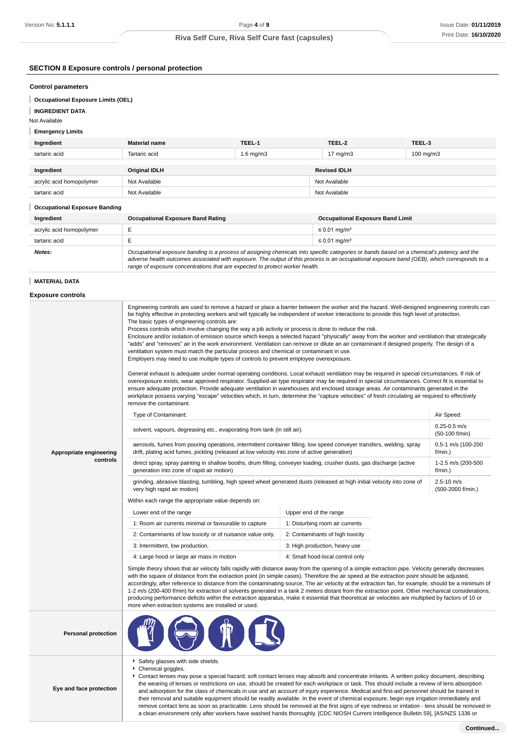## SECTION 8 Exposure controls / personal protection

### Control parameters

**Occupational Exposure Limits (OEL)**

**INGREDIENT DATA**

Not Available

**Emergency Limits**

| Ingredient | Material name | TEEL-1 | TEEL-2 | TEEL-3 |
|---|---|---|---|---|
| tartaric acid | Tartaric acid | 1.6 mg/m3 | 17 mg/m3 | 100 mg/m3 |

| Ingredient | Original IDLH | Revised IDLH |
|---|---|---|
| acrylic acid homopolymer | Not Available | Not Available |
| tartaric acid | Not Available | Not Available |

**Occupational Exposure Banding**

| Ingredient | Occupational Exposure Band Rating | Occupational Exposure Band Limit |
|---|---|---|
| acrylic acid homopolymer | E | ≤ 0.01 mg/m³ |
| tartaric acid | E | ≤ 0.01 mg/m³ |
| ***Notes:*** | *Occupational exposure banding is a process of assigning chemicals into specific categories or bands based on a chemical's potency and the adverse health outcomes associated with exposure. The output of this process is an occupational exposure band (OEB), which corresponds to a range of exposure concentrations that are expected to protect worker health.* | |

**MATERIAL DATA**

### Exposure controls

**Appropriate engineering controls**

Engineering controls are used to remove a hazard or place a barrier between the worker and the hazard. Well-designed engineering controls can be highly effective in protecting workers and will typically be independent of worker interactions to provide this high level of protection.
The basic types of engineering controls are:
Process controls which involve changing the way a job activity or process is done to reduce the risk.
Enclosure and/or isolation of emission source which keeps a selected hazard "physically" away from the worker and ventilation that strategically "adds" and "removes" air in the work environment. Ventilation can remove or dilute an air contaminant if designed properly. The design of a ventilation system must match the particular process and chemical or contaminant in use.
Employers may need to use multiple types of controls to prevent employee overexposure.

General exhaust is adequate under normal operating conditions. Local exhaust ventilation may be required in special circumstances. If risk of overexposure exists, wear approved respirator. Supplied-air type respirator may be required in special circumstances. Correct fit is essential to ensure adequate protection. Provide adequate ventilation in warehouses and enclosed storage areas. Air contaminants generated in the workplace possess varying "escape" velocities which, in turn, determine the "capture velocities" of fresh circulating air required to effectively remove the contaminant.

| Type of Contaminant: | Air Speed: |
|---|---|
| solvent, vapours, degreasing etc., evaporating from tank (in still air). | 0.25-0.5 m/s (50-100 f/min) |
| aerosols, fumes from pouring operations, intermittent container filling, low speed conveyer transfers, welding, spray drift, plating acid fumes, pickling (released at low velocity into zone of active generation) | 0.5-1 m/s (100-200 f/min.) |
| direct spray, spray painting in shallow booths, drum filling, conveyer loading, crusher dusts, gas discharge (active generation into zone of rapid air motion) | 1-2.5 m/s (200-500 f/min.) |
| grinding, abrasive blasting, tumbling, high speed wheel generated dusts (released at high initial velocity into zone of very high rapid air motion) | 2.5-10 m/s (500-2000 f/min.) |

Within each range the appropriate value depends on:

| Lower end of the range | Upper end of the range |
|---|---|
| 1: Room air currents minimal or favourable to capture | 1: Disturbing room air currents |
| 2: Contaminants of low toxicity or of nuisance value only. | 2: Contaminants of high toxicity |
| 3: Intermittent, low production. | 3: High production, heavy use |
| 4: Large hood or large air mass in motion | 4: Small hood-local control only |

Simple theory shows that air velocity falls rapidly with distance away from the opening of a simple extraction pipe. Velocity generally decreases with the square of distance from the extraction point (in simple cases). Therefore the air speed at the extraction point should be adjusted, accordingly, after reference to distance from the contaminating source. The air velocity at the extraction fan, for example, should be a minimum of 1-2 m/s (200-400 f/min) for extraction of solvents generated in a tank 2 meters distant from the extraction point. Other mechanical considerations, producing performance deficits within the extraction apparatus, make it essential that theoretical air velocities are multiplied by factors of 10 or more when extraction systems are installed or used.

**Personal protection**

**Eye and face protection**

- Safety glasses with side shields.
- Chemical goggles.
- Contact lenses may pose a special hazard; soft contact lenses may absorb and concentrate irritants. A written policy document, describing the wearing of lenses or restrictions on use, should be created for each workplace or task. This should include a review of lens absorption and adsorption for the class of chemicals in use and an account of injury experience. Medical and first-aid personnel should be trained in their removal and suitable equipment should be readily available. In the event of chemical exposure, begin eye irrigation immediately and remove contact lens as soon as practicable. Lens should be removed at the first signs of eye redness or irritation - lens should be removed in a clean environment only after workers have washed hands thoroughly. [CDC NIOSH Current Intelligence Bulletin 59], [AS/NZS 1336 or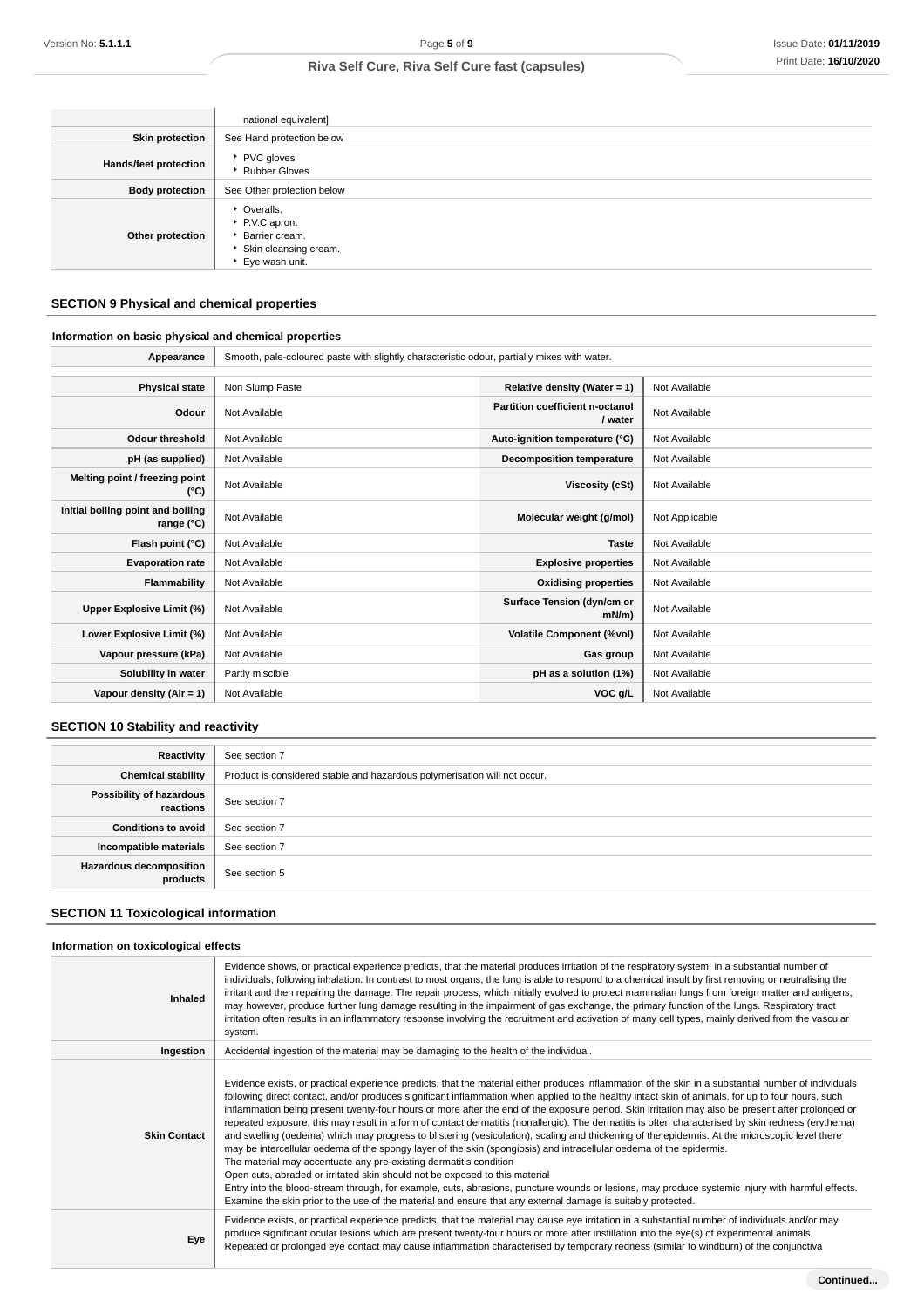| | |
|---|---|
| | national equivalent] |
| **Skin protection** | See Hand protection below |
| **Hands/feet protection** | ▸ PVC gloves<br>▸ Rubber Gloves |
| **Body protection** | See Other protection below |
| **Other protection** | ▸ Overalls.<br>▸ P.V.C apron.<br>▸ Barrier cream.<br>▸ Skin cleansing cream.<br>▸ Eye wash unit. |

## SECTION 9 Physical and chemical properties

### Information on basic physical and chemical properties

| | | | |
|---|---|---|---|
| **Appearance** | Smooth, pale-coloured paste with slightly characteristic odour, partially mixes with water. | | |
| **Physical state** | Non Slump Paste | **Relative density (Water = 1)** | Not Available |
| **Odour** | Not Available | **Partition coefficient n-octanol / water** | Not Available |
| **Odour threshold** | Not Available | **Auto-ignition temperature (°C)** | Not Available |
| **pH (as supplied)** | Not Available | **Decomposition temperature** | Not Available |
| **Melting point / freezing point (°C)** | Not Available | **Viscosity (cSt)** | Not Available |
| **Initial boiling point and boiling range (°C)** | Not Available | **Molecular weight (g/mol)** | Not Applicable |
| **Flash point (°C)** | Not Available | **Taste** | Not Available |
| **Evaporation rate** | Not Available | **Explosive properties** | Not Available |
| **Flammability** | Not Available | **Oxidising properties** | Not Available |
| **Upper Explosive Limit (%)** | Not Available | **Surface Tension (dyn/cm or mN/m)** | Not Available |
| **Lower Explosive Limit (%)** | Not Available | **Volatile Component (%vol)** | Not Available |
| **Vapour pressure (kPa)** | Not Available | **Gas group** | Not Available |
| **Solubility in water** | Partly miscible | **pH as a solution (1%)** | Not Available |
| **Vapour density (Air = 1)** | Not Available | **VOC g/L** | Not Available |

## SECTION 10 Stability and reactivity

| | |
|---|---|
| **Reactivity** | See section 7 |
| **Chemical stability** | Product is considered stable and hazardous polymerisation will not occur. |
| **Possibility of hazardous reactions** | See section 7 |
| **Conditions to avoid** | See section 7 |
| **Incompatible materials** | See section 7 |
| **Hazardous decomposition products** | See section 5 |

## SECTION 11 Toxicological information

### Information on toxicological effects

| | |
|---|---|
| **Inhaled** | Evidence shows, or practical experience predicts, that the material produces irritation of the respiratory system, in a substantial number of individuals, following inhalation. In contrast to most organs, the lung is able to respond to a chemical insult by first removing or neutralising the irritant and then repairing the damage. The repair process, which initially evolved to protect mammalian lungs from foreign matter and antigens, may however, produce further lung damage resulting in the impairment of gas exchange, the primary function of the lungs. Respiratory tract irritation often results in an inflammatory response involving the recruitment and activation of many cell types, mainly derived from the vascular system. |
| **Ingestion** | Accidental ingestion of the material may be damaging to the health of the individual. |
| **Skin Contact** | Evidence exists, or practical experience predicts, that the material either produces inflammation of the skin in a substantial number of individuals following direct contact, and/or produces significant inflammation when applied to the healthy intact skin of animals, for up to four hours, such inflammation being present twenty-four hours or more after the end of the exposure period. Skin irritation may also be present after prolonged or repeated exposure; this may result in a form of contact dermatitis (nonallergic). The dermatitis is often characterised by skin redness (erythema) and swelling (oedema) which may progress to blistering (vesiculation), scaling and thickening of the epidermis. At the microscopic level there may be intercellular oedema of the spongy layer of the skin (spongiosis) and intracellular oedema of the epidermis.<br>The material may accentuate any pre-existing dermatitis condition<br>Open cuts, abraded or irritated skin should not be exposed to this material<br>Entry into the blood-stream through, for example, cuts, abrasions, puncture wounds or lesions, may produce systemic injury with harmful effects. Examine the skin prior to the use of the material and ensure that any external damage is suitably protected. |
| **Eye** | Evidence exists, or practical experience predicts, that the material may cause eye irritation in a substantial number of individuals and/or may produce significant ocular lesions which are present twenty-four hours or more after instillation into the eye(s) of experimental animals.<br>Repeated or prolonged eye contact may cause inflammation characterised by temporary redness (similar to windburn) of the conjunctiva |

**Continued...**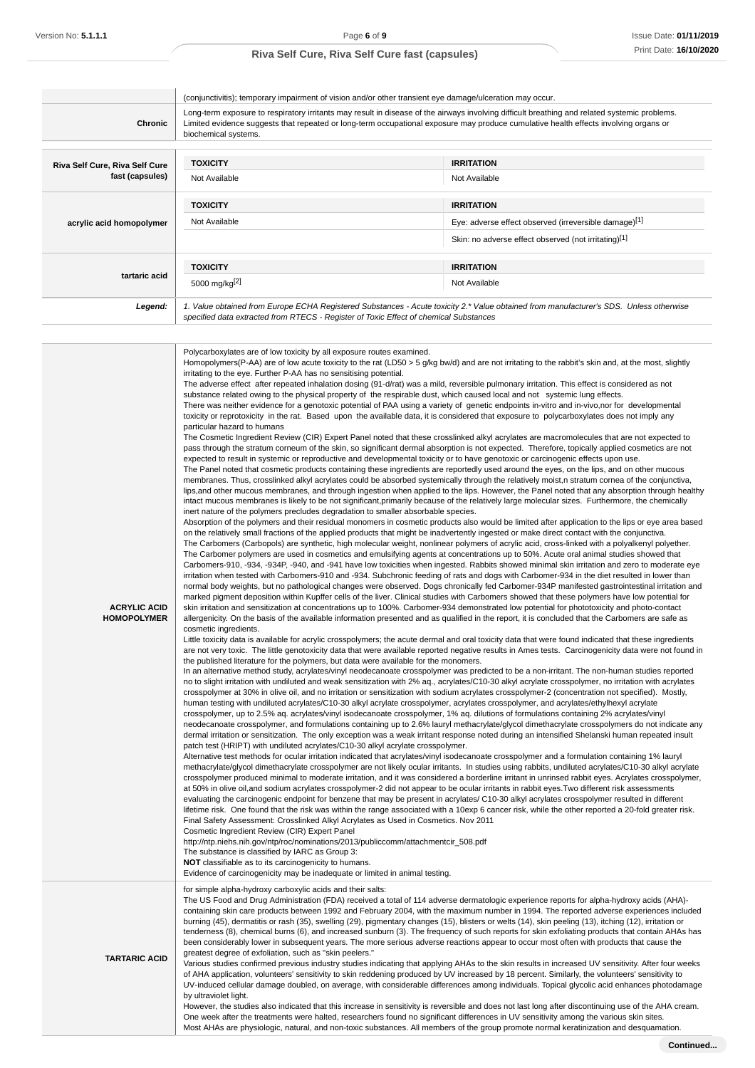| | |
|---|---|
| | (conjunctivitis); temporary impairment of vision and/or other transient eye damage/ulceration may occur. |
| **Chronic** | Long-term exposure to respiratory irritants may result in disease of the airways involving difficult breathing and related systemic problems. Limited evidence suggests that repeated or long-term occupational exposure may produce cumulative health effects involving organs or biochemical systems. |

| | TOXICITY | IRRITATION |
|---|---|---|
| **Riva Self Cure, Riva Self Cure fast (capsules)** | Not Available | Not Available |
| | **TOXICITY** | **IRRITATION** |
| **acrylic acid homopolymer** | Not Available | Eye: adverse effect observed (irreversible damage)[1] |
| | | Skin: no adverse effect observed (not irritating)[1] |
| | **TOXICITY** | **IRRITATION** |
| **tartaric acid** | 5000 mg/kg[2] | Not Available |
| ***Legend:*** | *1. Value obtained from Europe ECHA Registered Substances - Acute toxicity 2.\* Value obtained from manufacturer's SDS. Unless otherwise specified data extracted from RTECS - Register of Toxic Effect of chemical Substances* | |

| | |
|---|---|
| **ACRYLIC ACID HOMOPOLYMER** | Polycarboxylates are of low toxicity by all exposure routes examined.<br>Homopolymers(P-AA) are of low acute toxicity to the rat (LD50 > 5 g/kg bw/d) and are not irritating to the rabbit's skin and, at the most, slightly irritating to the eye. Further P-AA has no sensitising potential.<br>The adverse effect after repeated inhalation dosing (91-d/rat) was a mild, reversible pulmonary irritation. This effect is considered as not substance related owing to the physical property of the respirable dust, which caused local and not systemic lung effects.<br>There was neither evidence for a genotoxic potential of PAA using a variety of genetic endpoints in-vitro and in-vivo,nor for developmental toxicity or reprotoxicity in the rat. Based upon the available data, it is considered that exposure to polycarboxylates does not imply any particular hazard to humans<br>The Cosmetic Ingredient Review (CIR) Expert Panel noted that these crosslinked alkyl acrylates are macromolecules that are not expected to pass through the stratum corneum of the skin, so significant dermal absorption is not expected. Therefore, topically applied cosmetics are not expected to result in systemic or reproductive and developmental toxicity or to have genotoxic or carcinogenic effects upon use.<br>The Panel noted that cosmetic products containing these ingredients are reportedly used around the eyes, on the lips, and on other mucous membranes. Thus, crosslinked alkyl acrylates could be absorbed systemically through the relatively moist,n stratum cornea of the conjunctiva, lips,and other mucous membranes, and through ingestion when applied to the lips. However, the Panel noted that any absorption through healthy intact mucous membranes is likely to be not significant,primarily because of the relatively large molecular sizes. Furthermore, the chemically inert nature of the polymers precludes degradation to smaller absorbable species.<br>Absorption of the polymers and their residual monomers in cosmetic products also would be limited after application to the lips or eye area based on the relatively small fractions of the applied products that might be inadvertently ingested or make direct contact with the conjunctiva.<br>The Carbomers (Carbopols) are synthetic, high molecular weight, nonlinear polymers of acrylic acid, cross-linked with a polyalkenyl polyether. The Carbomer polymers are used in cosmetics and emulsifying agents at concentrations up to 50%. Acute oral animal studies showed that Carbomers-910, -934, -934P, -940, and -941 have low toxicities when ingested. Rabbits showed minimal skin irritation and zero to moderate eye irritation when tested with Carbomers-910 and -934. Subchronic feeding of rats and dogs with Carbomer-934 in the diet resulted in lower than normal body weights, but no pathological changes were observed. Dogs chronically fed Carbomer-934P manifested gastrointestinal irritation and marked pigment deposition within Kupffer cells of the liver. Clinical studies with Carbomers showed that these polymers have low potential for skin irritation and sensitization at concentrations up to 100%. Carbomer-934 demonstrated low potential for phototoxicity and photo-contact allergenicity. On the basis of the available information presented and as qualified in the report, it is concluded that the Carbomers are safe as cosmetic ingredients.<br>Little toxicity data is available for acrylic crosspolymers; the acute dermal and oral toxicity data that were found indicated that these ingredients are not very toxic. The little genotoxicity data that were available reported negative results in Ames tests. Carcinogenicity data were not found in the published literature for the polymers, but data were available for the monomers.<br>In an alternative method study, acrylates/vinyl neodecanoate crosspolymer was predicted to be a non-irritant. The non-human studies reported no to slight irritation with undiluted and weak sensitization with 2% aq., acrylates/C10-30 alkyl acrylate crosspolymer, no irritation with acrylates crosspolymer at 30% in olive oil, and no irritation or sensitization with sodium acrylates crosspolymer-2 (concentration not specified). Mostly, human testing with undiluted acrylates/C10-30 alkyl acrylate crosspolymer, acrylates crosspolymer, and acrylates/ethylhexyl acrylate crosspolymer, up to 2.5% aq. acrylates/vinyl isodecanoate crosspolymer, 1% aq. dilutions of formulations containing 2% acrylates/vinyl neodecanoate crosspolymer, and formulations containing up to 2.6% lauryl methacrylate/glycol dimethacrylate crosspolymers do not indicate any dermal irritation or sensitization. The only exception was a weak irritant response noted during an intensified Shelanski human repeated insult patch test (HRIPT) with undiluted acrylates/C10-30 alkyl acrylate crosspolymer.<br>Alternative test methods for ocular irritation indicated that acrylates/vinyl isodecanoate crosspolymer and a formulation containing 1% lauryl methacrylate/glycol dimethacrylate crosspolymer are not likely ocular irritants. In studies using rabbits, undiluted acrylates/C10-30 alkyl acrylate crosspolymer produced minimal to moderate irritation, and it was considered a borderline irritant in unrinsed rabbit eyes. Acrylates crosspolymer, at 50% in olive oil,and sodium acrylates crosspolymer-2 did not appear to be ocular irritants in rabbit eyes.Two different risk assessments evaluating the carcinogenic endpoint for benzene that may be present in acrylates/ C10-30 alkyl acrylates crosspolymer resulted in different lifetime risk. One found that the risk was within the range associated with a 10exp 6 cancer risk, while the other reported a 20-fold greater risk.<br>Final Safety Assessment: Crosslinked Alkyl Acrylates as Used in Cosmetics. Nov 2011<br>Cosmetic Ingredient Review (CIR) Expert Panel<br>http://ntp.niehs.nih.gov/ntp/roc/nominations/2013/publiccomm/attachmentcir_508.pdf<br>The substance is classified by IARC as Group 3:<br>**NOT** classifiable as to its carcinogenicity to humans.<br>Evidence of carcinogenicity may be inadequate or limited in animal testing. |
| **TARTARIC ACID** | for simple alpha-hydroxy carboxylic acids and their salts:<br>The US Food and Drug Administration (FDA) received a total of 114 adverse dermatologic experience reports for alpha-hydroxy acids (AHA)-containing skin care products between 1992 and February 2004, with the maximum number in 1994. The reported adverse experiences included burning (45), dermatitis or rash (35), swelling (29), pigmentary changes (15), blisters or welts (14), skin peeling (13), itching (12), irritation or tenderness (8), chemical burns (6), and increased sunburn (3). The frequency of such reports for skin exfoliating products that contain AHAs has been considerably lower in subsequent years. The more serious adverse reactions appear to occur most often with products that cause the greatest degree of exfoliation, such as "skin peelers."<br>Various studies confirmed previous industry studies indicating that applying AHAs to the skin results in increased UV sensitivity. After four weeks of AHA application, volunteers' sensitivity to skin reddening produced by UV increased by 18 percent. Similarly, the volunteers' sensitivity to UV-induced cellular damage doubled, on average, with considerable differences among individuals. Topical glycolic acid enhances photodamage by ultraviolet light.<br>However, the studies also indicated that this increase in sensitivity is reversible and does not last long after discontinuing use of the AHA cream. One week after the treatments were halted, researchers found no significant differences in UV sensitivity among the various skin sites.<br>Most AHAs are physiologic, natural, and non-toxic substances. All members of the group promote normal keratinization and desquamation. |

**Continued...**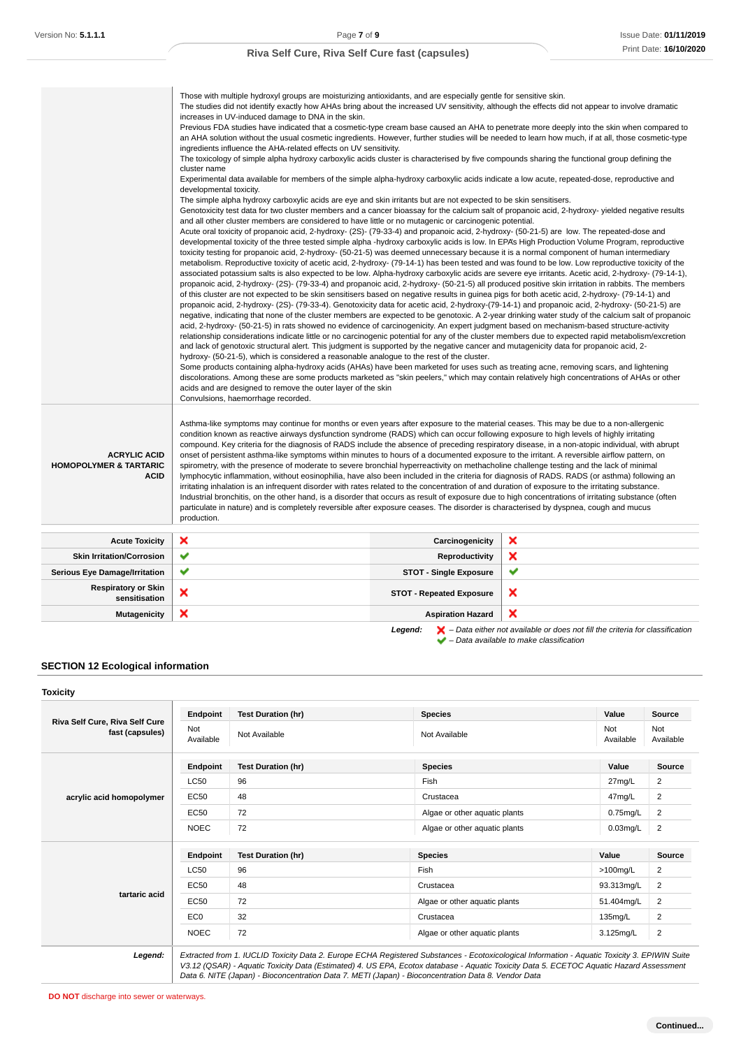| | |
|---|---|
| | Those with multiple hydroxyl groups are moisturizing antioxidants, and are especially gentle for sensitive skin.<br>The studies did not identify exactly how AHAs bring about the increased UV sensitivity, although the effects did not appear to involve dramatic increases in UV-induced damage to DNA in the skin.<br>Previous FDA studies have indicated that a cosmetic-type cream base caused an AHA to penetrate more deeply into the skin when compared to an AHA solution without the usual cosmetic ingredients. However, further studies will be needed to learn how much, if at all, those cosmetic-type ingredients influence the AHA-related effects on UV sensitivity.<br>The toxicology of simple alpha hydroxy carboxylic acids cluster is characterised by five compounds sharing the functional group defining the cluster name<br>Experimental data available for members of the simple alpha-hydroxy carboxylic acids indicate a low acute, repeated-dose, reproductive and developmental toxicity.<br>The simple alpha hydroxy carboxylic acids are eye and skin irritants but are not expected to be skin sensitisers.<br>Genotoxicity test data for two cluster members and a cancer bioassay for the calcium salt of propanoic acid, 2-hydroxy- yielded negative results and all other cluster members are considered to have little or no mutagenic or carcinogenic potential.<br>Acute oral toxicity of propanoic acid, 2-hydroxy- (2S)- (79-33-4) and propanoic acid, 2-hydroxy- (50-21-5) are low. The repeated-dose and developmental toxicity of the three tested simple alpha -hydroxy carboxylic acids is low. In EPAs High Production Volume Program, reproductive toxicity testing for propanoic acid, 2-hydroxy- (50-21-5) was deemed unnecessary because it is a normal component of human intermediary metabolism. Reproductive toxicity of acetic acid, 2-hydroxy- (79-14-1) has been tested and was found to be low. Low reproductive toxicity of the associated potassium salts is also expected to be low. Alpha-hydroxy carboxylic acids are severe eye irritants. Acetic acid, 2-hydroxy- (79-14-1), propanoic acid, 2-hydroxy- (2S)- (79-33-4) and propanoic acid, 2-hydroxy- (50-21-5) all produced positive skin irritation in rabbits. The members of this cluster are not expected to be skin sensitisers based on negative results in guinea pigs for both acetic acid, 2-hydroxy- (79-14-1) and propanoic acid, 2-hydroxy- (2S)- (79-33-4). Genotoxicity data for acetic acid, 2-hydroxy-(79-14-1) and propanoic acid, 2-hydroxy- (50-21-5) are negative, indicating that none of the cluster members are expected to be genotoxic. A 2-year drinking water study of the calcium salt of propanoic acid, 2-hydroxy- (50-21-5) in rats showed no evidence of carcinogenicity. An expert judgment based on mechanism-based structure-activity relationship considerations indicate little or no carcinogenic potential for any of the cluster members due to expected rapid metabolism/excretion and lack of genotoxic structural alert. This judgment is supported by the negative cancer and mutagenicity data for propanoic acid, 2-hydroxy- (50-21-5), which is considered a reasonable analogue to the rest of the cluster.<br>Some products containing alpha-hydroxy acids (AHAs) have been marketed for uses such as treating acne, removing scars, and lightening discolorations. Among these are some products marketed as "skin peelers," which may contain relatively high concentrations of AHAs or other acids and are designed to remove the outer layer of the skin<br>Convulsions, haemorrhage recorded. |
| **ACRYLIC ACID HOMOPOLYMER & TARTARIC ACID** | Asthma-like symptoms may continue for months or even years after exposure to the material ceases. This may be due to a non-allergenic condition known as reactive airways dysfunction syndrome (RADS) which can occur following exposure to high levels of highly irritating compound. Key criteria for the diagnosis of RADS include the absence of preceding respiratory disease, in a non-atopic individual, with abrupt onset of persistent asthma-like symptoms within minutes to hours of a documented exposure to the irritant. A reversible airflow pattern, on spirometry, with the presence of moderate to severe bronchial hyperreactivity on methacholine challenge testing and the lack of minimal lymphocytic inflammation, without eosinophilia, have also been included in the criteria for diagnosis of RADS. RADS (or asthma) following an irritating inhalation is an infrequent disorder with rates related to the concentration of and duration of exposure to the irritating substance. Industrial bronchitis, on the other hand, is a disorder that occurs as result of exposure due to high concentrations of irritating substance (often particulate in nature) and is completely reversible after exposure ceases. The disorder is characterised by dyspnea, cough and mucus production. |

| | | | |
|---|---|---|---|
| **Acute Toxicity** | ✗ | **Carcinogenicity** | ✗ |
| **Skin Irritation/Corrosion** | ✔ | **Reproductivity** | ✗ |
| **Serious Eye Damage/Irritation** | ✔ | **STOT - Single Exposure** | ✔ |
| **Respiratory or Skin sensitisation** | ✗ | **STOT - Repeated Exposure** | ✗ |
| **Mutagenicity** | ✗ | **Aspiration Hazard** | ✗ |

***Legend:*** ✗ *– Data either not available or does not fill the criteria for classification*
✔ *– Data available to make classification*

## SECTION 12 Ecological information

### Toxicity

| | Endpoint | Test Duration (hr) | Species | Value | Source |
|---|---|---|---|---|---|
| **Riva Self Cure, Riva Self Cure fast (capsules)** | Not Available | Not Available | Not Available | Not Available | Not Available |
| **acrylic acid homopolymer** | **Endpoint** | **Test Duration (hr)** | **Species** | **Value** | **Source** |
| | LC50 | 96 | Fish | 27mg/L | 2 |
| | EC50 | 48 | Crustacea | 47mg/L | 2 |
| | EC50 | 72 | Algae or other aquatic plants | 0.75mg/L | 2 |
| | NOEC | 72 | Algae or other aquatic plants | 0.03mg/L | 2 |
| **tartaric acid** | **Endpoint** | **Test Duration (hr)** | **Species** | **Value** | **Source** |
| | LC50 | 96 | Fish | >100mg/L | 2 |
| | EC50 | 48 | Crustacea | 93.313mg/L | 2 |
| | EC50 | 72 | Algae or other aquatic plants | 51.404mg/L | 2 |
| | EC0 | 32 | Crustacea | 135mg/L | 2 |
| | NOEC | 72 | Algae or other aquatic plants | 3.125mg/L | 2 |
| ***Legend:*** | *Extracted from 1. IUCLID Toxicity Data 2. Europe ECHA Registered Substances - Ecotoxicological Information - Aquatic Toxicity 3. EPIWIN Suite V3.12 (QSAR) - Aquatic Toxicity Data (Estimated) 4. US EPA, Ecotox database - Aquatic Toxicity Data 5. ECETOC Aquatic Hazard Assessment Data 6. NITE (Japan) - Bioconcentration Data 7. METI (Japan) - Bioconcentration Data 8. Vendor Data* | | | | |

**DO NOT** discharge into sewer or waterways.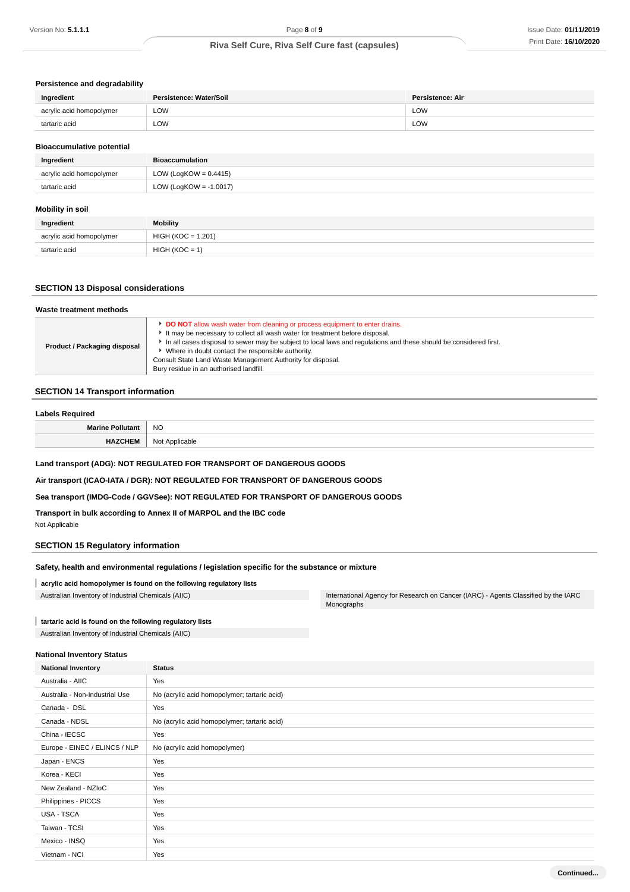### Persistence and degradability

| Ingredient | Persistence: Water/Soil | Persistence: Air |
|---|---|---|
| acrylic acid homopolymer | LOW | LOW |
| tartaric acid | LOW | LOW |

### Bioaccumulative potential

| Ingredient | Bioaccumulation |
|---|---|
| acrylic acid homopolymer | LOW (LogKOW = 0.4415) |
| tartaric acid | LOW (LogKOW = -1.0017) |

### Mobility in soil

| Ingredient | Mobility |
|---|---|
| acrylic acid homopolymer | HIGH (KOC = 1.201) |
| tartaric acid | HIGH (KOC = 1) |

## SECTION 13 Disposal considerations

### Waste treatment methods

| | |
|---|---|
| **Product / Packaging disposal** | ▸ **DO NOT** allow wash water from cleaning or process equipment to enter drains.<br>▸ It may be necessary to collect all wash water for treatment before disposal.<br>▸ In all cases disposal to sewer may be subject to local laws and regulations and these should be considered first.<br>▸ Where in doubt contact the responsible authority.<br>Consult State Land Waste Management Authority for disposal.<br>Bury residue in an authorised landfill. |

## SECTION 14 Transport information

### Labels Required

| | |
|---|---|
| **Marine Pollutant** | NO |
| **HAZCHEM** | Not Applicable |

**Land transport (ADG): NOT REGULATED FOR TRANSPORT OF DANGEROUS GOODS**

**Air transport (ICAO-IATA / DGR): NOT REGULATED FOR TRANSPORT OF DANGEROUS GOODS**

**Sea transport (IMDG-Code / GGVSee): NOT REGULATED FOR TRANSPORT OF DANGEROUS GOODS**

**Transport in bulk according to Annex II of MARPOL and the IBC code**

Not Applicable

## SECTION 15 Regulatory information

### Safety, health and environmental regulations / legislation specific for the substance or mixture

**acrylic acid homopolymer is found on the following regulatory lists**

Australian Inventory of Industrial Chemicals (AIIC)

International Agency for Research on Cancer (IARC) - Agents Classified by the IARC Monographs

**tartaric acid is found on the following regulatory lists**

Australian Inventory of Industrial Chemicals (AIIC)

### National Inventory Status

| National Inventory | Status |
|---|---|
| Australia - AIIC | Yes |
| Australia - Non-Industrial Use | No (acrylic acid homopolymer; tartaric acid) |
| Canada - DSL | Yes |
| Canada - NDSL | No (acrylic acid homopolymer; tartaric acid) |
| China - IECSC | Yes |
| Europe - EINEC / ELINCS / NLP | No (acrylic acid homopolymer) |
| Japan - ENCS | Yes |
| Korea - KECI | Yes |
| New Zealand - NZIoC | Yes |
| Philippines - PICCS | Yes |
| USA - TSCA | Yes |
| Taiwan - TCSI | Yes |
| Mexico - INSQ | Yes |
| Vietnam - NCI | Yes |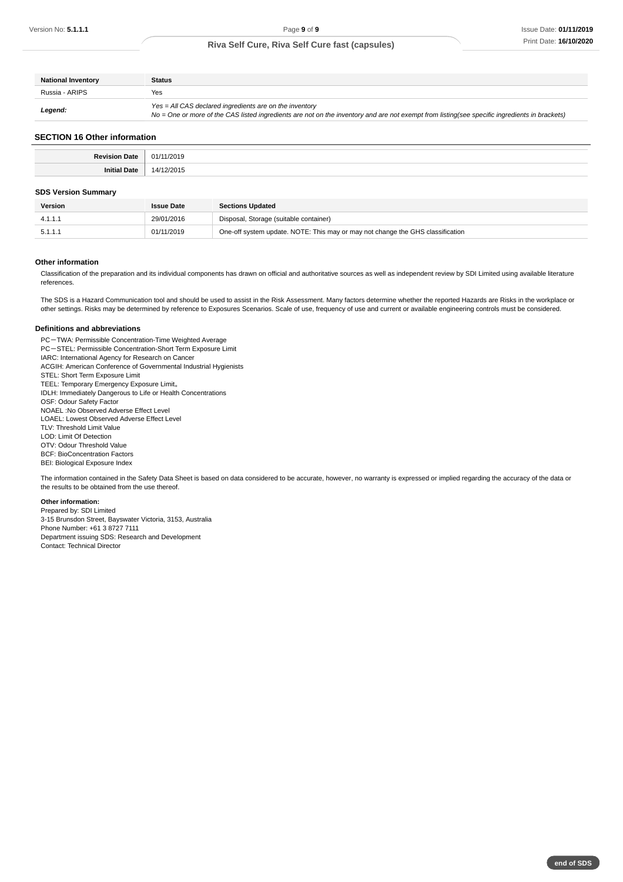| National Inventory | Status |
| --- | --- |
| Russia - ARIPS | Yes |
| ***Legend:*** | *Yes = All CAS declared ingredients are on the inventory*<br>*No = One or more of the CAS listed ingredients are not on the inventory and are not exempt from listing(see specific ingredients in brackets)* |

## SECTION 16 Other information

| | |
| --- | --- |
| **Revision Date** | 01/11/2019 |
| **Initial Date** | 14/12/2015 |

### SDS Version Summary

| Version | Issue Date | Sections Updated |
| --- | --- | --- |
| 4.1.1.1 | 29/01/2016 | Disposal, Storage (suitable container) |
| 5.1.1.1 | 01/11/2019 | One-off system update. NOTE: This may or may not change the GHS classification |

### Other information

Classification of the preparation and its individual components has drawn on official and authoritative sources as well as independent review by SDI Limited using available literature references.

The SDS is a Hazard Communication tool and should be used to assist in the Risk Assessment. Many factors determine whether the reported Hazards are Risks in the workplace or other settings. Risks may be determined by reference to Exposures Scenarios. Scale of use, frequency of use and current or available engineering controls must be considered.

### Definitions and abbreviations

PC－TWA: Permissible Concentration-Time Weighted Average
PC－STEL: Permissible Concentration-Short Term Exposure Limit
IARC: International Agency for Research on Cancer
ACGIH: American Conference of Governmental Industrial Hygienists
STEL: Short Term Exposure Limit
TEEL: Temporary Emergency Exposure Limit。
IDLH: Immediately Dangerous to Life or Health Concentrations
OSF: Odour Safety Factor
NOAEL :No Observed Adverse Effect Level
LOAEL: Lowest Observed Adverse Effect Level
TLV: Threshold Limit Value
LOD: Limit Of Detection
OTV: Odour Threshold Value
BCF: BioConcentration Factors
BEI: Biological Exposure Index

The information contained in the Safety Data Sheet is based on data considered to be accurate, however, no warranty is expressed or implied regarding the accuracy of the data or the results to be obtained from the use thereof.

**Other information:**
Prepared by: SDI Limited
3-15 Brunsdon Street, Bayswater Victoria, 3153, Australia
Phone Number: +61 3 8727 7111
Department issuing SDS: Research and Development
Contact: Technical Director

**end of SDS**